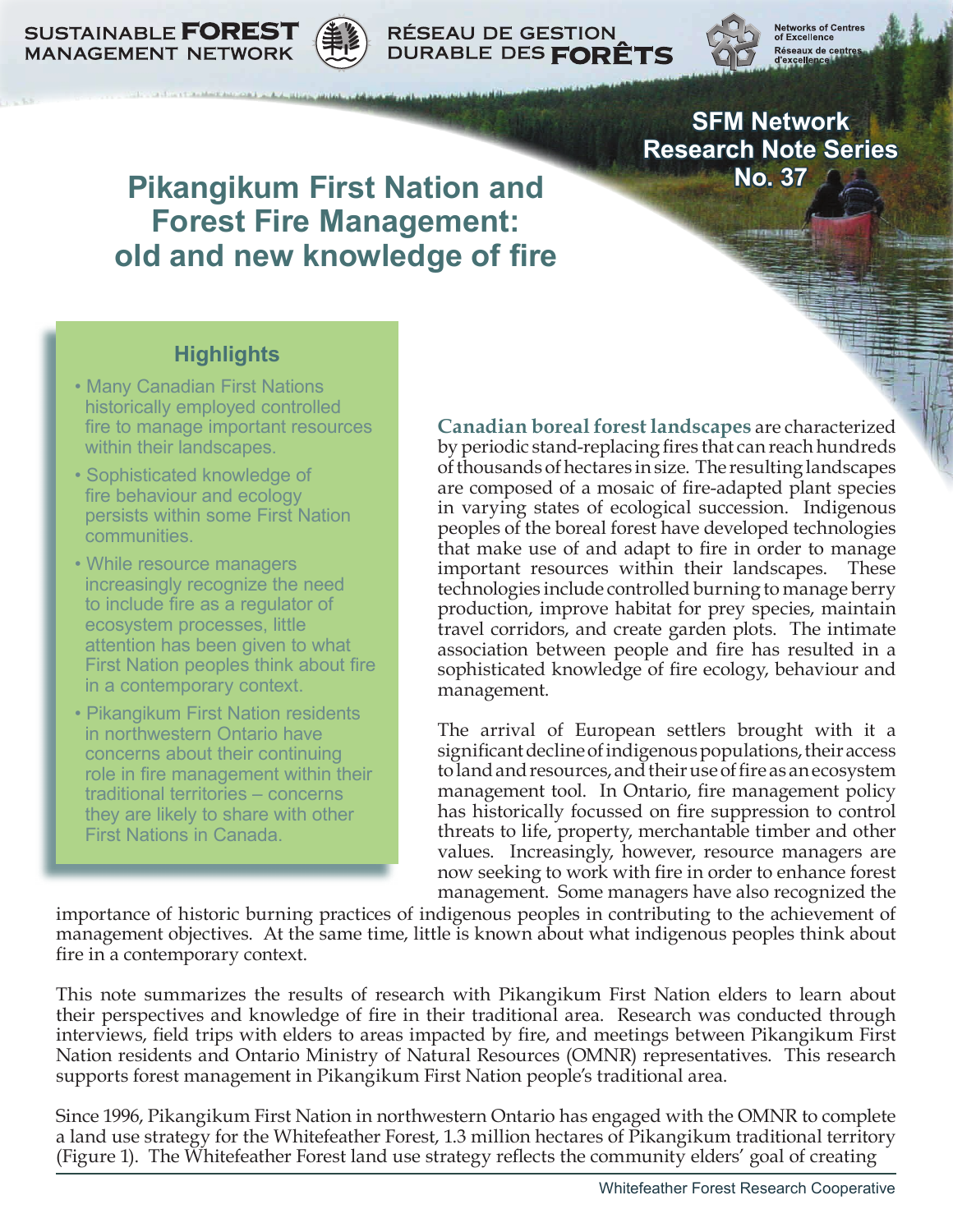SUSTAINABLE FOREST MANAGEMENT NETWORK

RÉSEAU DE GESTION DURABLE DES FORÊTS

Networks of Centres of Excellence
Réseaux de centres d'excellence

SFM Network Research Note Series No. 37

# Pikangikum First Nation and Forest Fire Management: old and new knowledge of fire

## Highlights

- Many Canadian First Nations historically employed controlled fire to manage important resources within their landscapes.
- Sophisticated knowledge of fire behaviour and ecology persists within some First Nation communities.
- While resource managers increasingly recognize the need to include fire as a regulator of ecosystem processes, little attention has been given to what First Nation peoples think about fire in a contemporary context.
- Pikangikum First Nation residents in northwestern Ontario have concerns about their continuing role in fire management within their traditional territories – concerns they are likely to share with other First Nations in Canada.

**Canadian boreal forest landscapes** are characterized by periodic stand-replacing fires that can reach hundreds of thousands of hectares in size. The resulting landscapes are composed of a mosaic of fire-adapted plant species in varying states of ecological succession. Indigenous peoples of the boreal forest have developed technologies that make use of and adapt to fire in order to manage important resources within their landscapes. These technologies include controlled burning to manage berry production, improve habitat for prey species, maintain travel corridors, and create garden plots. The intimate association between people and fire has resulted in a sophisticated knowledge of fire ecology, behaviour and management.

The arrival of European settlers brought with it a significant decline of indigenous populations, their access to land and resources, and their use of fire as an ecosystem management tool. In Ontario, fire management policy has historically focussed on fire suppression to control threats to life, property, merchantable timber and other values. Increasingly, however, resource managers are now seeking to work with fire in order to enhance forest management. Some managers have also recognized the importance of historic burning practices of indigenous peoples in contributing to the achievement of management objectives. At the same time, little is known about what indigenous peoples think about fire in a contemporary context.

This note summarizes the results of research with Pikangikum First Nation elders to learn about their perspectives and knowledge of fire in their traditional area. Research was conducted through interviews, field trips with elders to areas impacted by fire, and meetings between Pikangikum First Nation residents and Ontario Ministry of Natural Resources (OMNR) representatives. This research supports forest management in Pikangikum First Nation people's traditional area.

Since 1996, Pikangikum First Nation in northwestern Ontario has engaged with the OMNR to complete a land use strategy for the Whitefeather Forest, 1.3 million hectares of Pikangikum traditional territory (Figure 1). The Whitefeather Forest land use strategy reflects the community elders' goal of creating

Whitefeather Forest Research Cooperative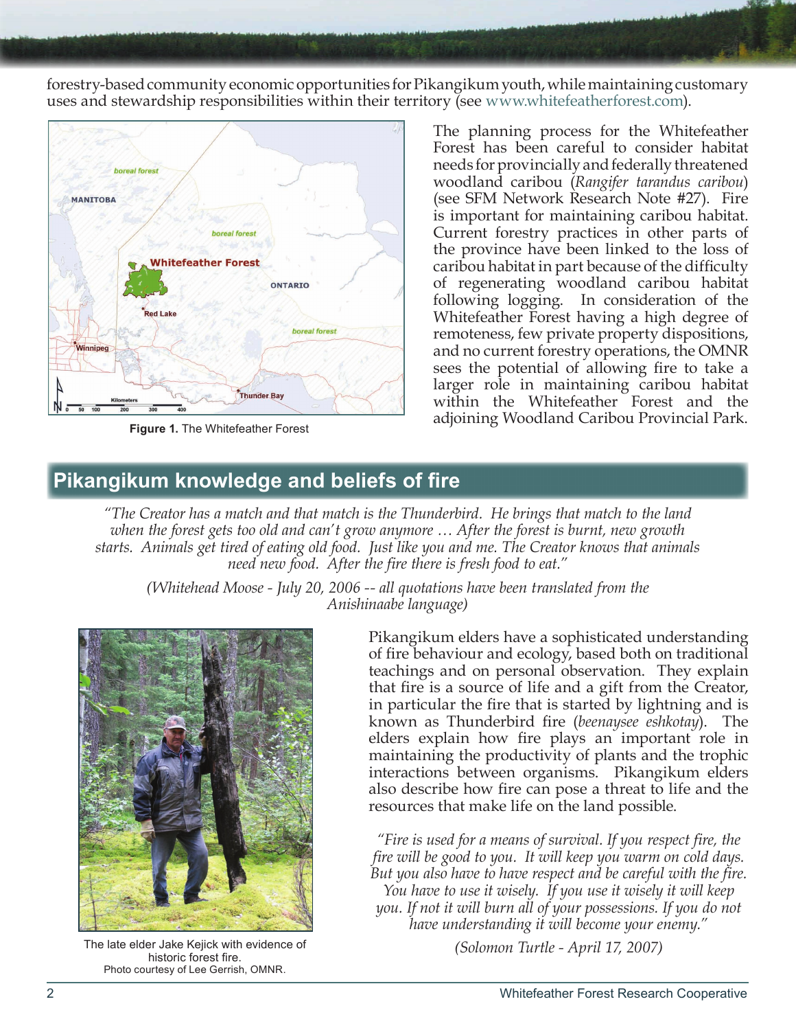forestry-based community economic opportunities for Pikangikum youth, while maintaining customary uses and stewardship responsibilities within their territory (see www.whitefeatherforest.com).

Figure 1. The Whitefeather Forest

The planning process for the Whitefeather Forest has been careful to consider habitat needs for provincially and federally threatened woodland caribou (*Rangifer tarandus caribou*) (see SFM Network Research Note #27). Fire is important for maintaining caribou habitat. Current forestry practices in other parts of the province have been linked to the loss of caribou habitat in part because of the difficulty of regenerating woodland caribou habitat following logging. In consideration of the Whitefeather Forest having a high degree of remoteness, few private property dispositions, and no current forestry operations, the OMNR sees the potential of allowing fire to take a larger role in maintaining caribou habitat within the Whitefeather Forest and the adjoining Woodland Caribou Provincial Park.

## Pikangikum knowledge and beliefs of fire

*"The Creator has a match and that match is the Thunderbird. He brings that match to the land when the forest gets too old and can't grow anymore … After the forest is burnt, new growth starts. Animals get tired of eating old food. Just like you and me. The Creator knows that animals need new food. After the fire there is fresh food to eat."*

*(Whitehead Moose - July 20, 2006 -- all quotations have been translated from the Anishinaabe language)*

The late elder Jake Kejick with evidence of historic forest fire.
Photo courtesy of Lee Gerrish, OMNR.

Pikangikum elders have a sophisticated understanding of fire behaviour and ecology, based both on traditional teachings and on personal observation. They explain that fire is a source of life and a gift from the Creator, in particular the fire that is started by lightning and is known as Thunderbird fire (*beenaysee eshkotay*). The elders explain how fire plays an important role in maintaining the productivity of plants and the trophic interactions between organisms. Pikangikum elders also describe how fire can pose a threat to life and the resources that make life on the land possible.

*"Fire is used for a means of survival. If you respect fire, the fire will be good to you. It will keep you warm on cold days. But you also have to have respect and be careful with the fire. You have to use it wisely. If you use it wisely it will keep you. If not it will burn all of your possessions. If you do not have understanding it will become your enemy."*

*(Solomon Turtle - April 17, 2007)*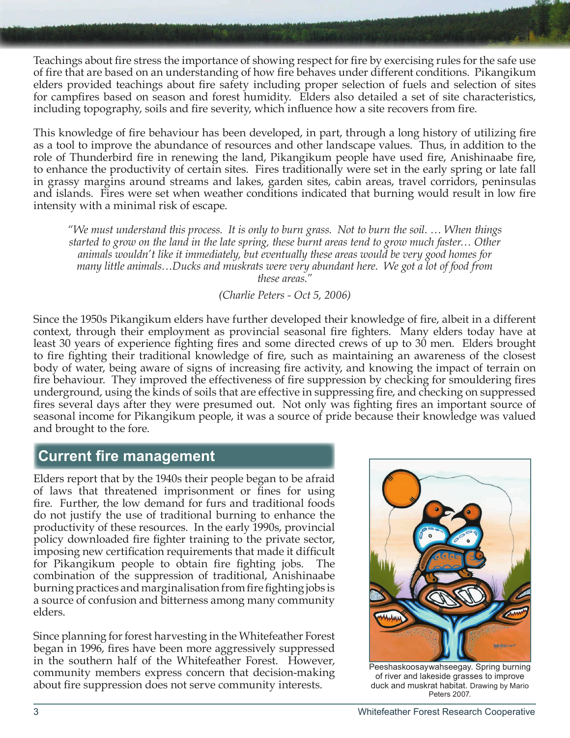Teachings about fire stress the importance of showing respect for fire by exercising rules for the safe use of fire that are based on an understanding of how fire behaves under different conditions. Pikangikum elders provided teachings about fire safety including proper selection of fuels and selection of sites for campfires based on season and forest humidity. Elders also detailed a set of site characteristics, including topography, soils and fire severity, which influence how a site recovers from fire.

This knowledge of fire behaviour has been developed, in part, through a long history of utilizing fire as a tool to improve the abundance of resources and other landscape values. Thus, in addition to the role of Thunderbird fire in renewing the land, Pikangikum people have used fire, Anishinaabe fire, to enhance the productivity of certain sites. Fires traditionally were set in the early spring or late fall in grassy margins around streams and lakes, garden sites, cabin areas, travel corridors, peninsulas and islands. Fires were set when weather conditions indicated that burning would result in low fire intensity with a minimal risk of escape.

> *"We must understand this process. It is only to burn grass. Not to burn the soil. … When things started to grow on the land in the late spring, these burnt areas tend to grow much faster… Other animals wouldn't like it immediately, but eventually these areas would be very good homes for many little animals…Ducks and muskrats were very abundant here. We got a lot of food from these areas."*
>
> *(Charlie Peters - Oct 5, 2006)*

Since the 1950s Pikangikum elders have further developed their knowledge of fire, albeit in a different context, through their employment as provincial seasonal fire fighters. Many elders today have at least 30 years of experience fighting fires and some directed crews of up to 30 men. Elders brought to fire fighting their traditional knowledge of fire, such as maintaining an awareness of the closest body of water, being aware of signs of increasing fire activity, and knowing the impact of terrain on fire behaviour. They improved the effectiveness of fire suppression by checking for smouldering fires underground, using the kinds of soils that are effective in suppressing fire, and checking on suppressed fires several days after they were presumed out. Not only was fighting fires an important source of seasonal income for Pikangikum people, it was a source of pride because their knowledge was valued and brought to the fore.

## Current fire management

Elders report that by the 1940s their people began to be afraid of laws that threatened imprisonment or fines for using fire. Further, the low demand for furs and traditional foods do not justify the use of traditional burning to enhance the productivity of these resources. In the early 1990s, provincial policy downloaded fire fighter training to the private sector, imposing new certification requirements that made it difficult for Pikangikum people to obtain fire fighting jobs. The combination of the suppression of traditional, Anishinaabe burning practices and marginalisation from fire fighting jobs is a source of confusion and bitterness among many community elders.

Since planning for forest harvesting in the Whitefeather Forest began in 1996, fires have been more aggressively suppressed in the southern half of the Whitefeather Forest. However, community members express concern that decision-making about fire suppression does not serve community interests.

Peeshaskoosaywahseegay. Spring burning of river and lakeside grasses to improve duck and muskrat habitat. Drawing by Mario Peters 2007.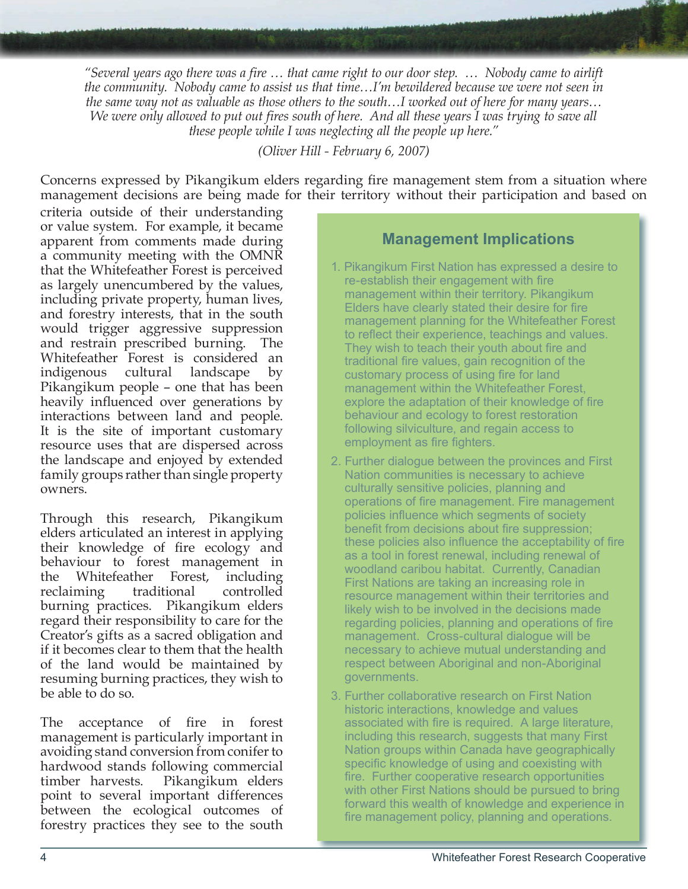*"Several years ago there was a fire … that came right to our door step. … Nobody came to airlift the community. Nobody came to assist us that time…I'm bewildered because we were not seen in the same way not as valuable as those others to the south…I worked out of here for many years… We were only allowed to put out fires south of here. And all these years I was trying to save all these people while I was neglecting all the people up here."*

*(Oliver Hill - February 6, 2007)*

Concerns expressed by Pikangikum elders regarding fire management stem from a situation where management decisions are being made for their territory without their participation and based on criteria outside of their understanding or value system. For example, it became apparent from comments made during a community meeting with the OMNR that the Whitefeather Forest is perceived as largely unencumbered by the values, including private property, human lives, and forestry interests, that in the south would trigger aggressive suppression and restrain prescribed burning. The Whitefeather Forest is considered an indigenous cultural landscape by Pikangikum people – one that has been heavily influenced over generations by interactions between land and people. It is the site of important customary resource uses that are dispersed across the landscape and enjoyed by extended family groups rather than single property owners.

Through this research, Pikangikum elders articulated an interest in applying their knowledge of fire ecology and behaviour to forest management in the Whitefeather Forest, including reclaiming traditional controlled burning practices. Pikangikum elders regard their responsibility to care for the Creator's gifts as a sacred obligation and if it becomes clear to them that the health of the land would be maintained by resuming burning practices, they wish to be able to do so.

The acceptance of fire in forest management is particularly important in avoiding stand conversion from conifer to hardwood stands following commercial timber harvests. Pikangikum elders point to several important differences between the ecological outcomes of forestry practices they see to the south

## Management Implications

1. Pikangikum First Nation has expressed a desire to re-establish their engagement with fire management within their territory. Pikangikum Elders have clearly stated their desire for fire management planning for the Whitefeather Forest to reflect their experience, teachings and values. They wish to teach their youth about fire and traditional fire values, gain recognition of the customary process of using fire for land management within the Whitefeather Forest, explore the adaptation of their knowledge of fire behaviour and ecology to forest restoration following silviculture, and regain access to employment as fire fighters.
2. Further dialogue between the provinces and First Nation communities is necessary to achieve culturally sensitive policies, planning and operations of fire management. Fire management policies influence which segments of society benefit from decisions about fire suppression; these policies also influence the acceptability of fire as a tool in forest renewal, including renewal of woodland caribou habitat. Currently, Canadian First Nations are taking an increasing role in resource management within their territories and likely wish to be involved in the decisions made regarding policies, planning and operations of fire management. Cross-cultural dialogue will be necessary to achieve mutual understanding and respect between Aboriginal and non-Aboriginal governments.
3. Further collaborative research on First Nation historic interactions, knowledge and values associated with fire is required. A large literature, including this research, suggests that many First Nation groups within Canada have geographically specific knowledge of using and coexisting with fire. Further cooperative research opportunities with other First Nations should be pursued to bring forward this wealth of knowledge and experience in fire management policy, planning and operations.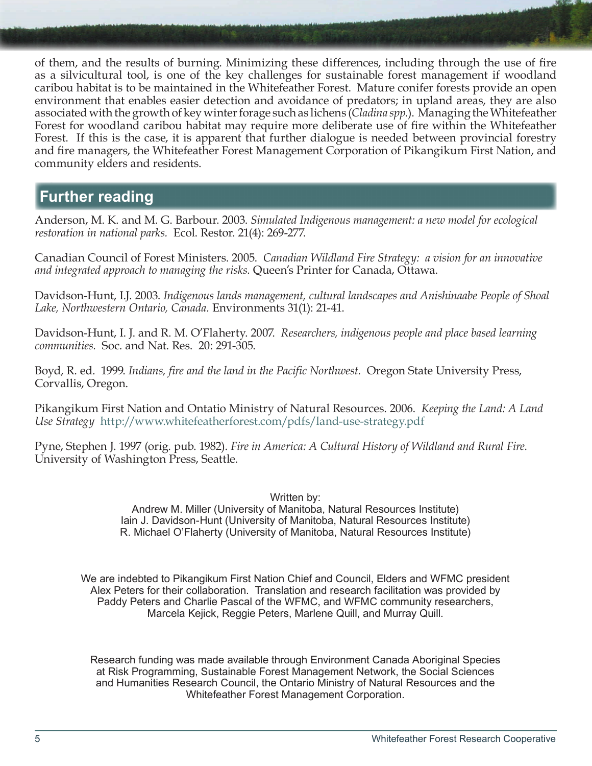of them, and the results of burning. Minimizing these differences, including through the use of fire as a silvicultural tool, is one of the key challenges for sustainable forest management if woodland caribou habitat is to be maintained in the Whitefeather Forest. Mature conifer forests provide an open environment that enables easier detection and avoidance of predators; in upland areas, they are also associated with the growth of key winter forage such as lichens (*Cladina spp.*). Managing the Whitefeather Forest for woodland caribou habitat may require more deliberate use of fire within the Whitefeather Forest. If this is the case, it is apparent that further dialogue is needed between provincial forestry and fire managers, the Whitefeather Forest Management Corporation of Pikangikum First Nation, and community elders and residents.

## Further reading

Anderson, M. K. and M. G. Barbour. 2003. *Simulated Indigenous management: a new model for ecological restoration in national parks.* Ecol. Restor. 21(4): 269-277.

Canadian Council of Forest Ministers. 2005. *Canadian Wildland Fire Strategy: a vision for an innovative and integrated approach to managing the risks.* Queen's Printer for Canada, Ottawa.

Davidson-Hunt, I.J. 2003. *Indigenous lands management, cultural landscapes and Anishinaabe People of Shoal Lake, Northwestern Ontario, Canada.* Environments 31(1): 21-41.

Davidson-Hunt, I. J. and R. M. O'Flaherty. 2007. *Researchers, indigenous people and place based learning communities.* Soc. and Nat. Res. 20: 291-305.

Boyd, R. ed. 1999. *Indians, fire and the land in the Pacific Northwest.* Oregon State University Press, Corvallis, Oregon.

Pikangikum First Nation and Ontatio Ministry of Natural Resources. 2006. *Keeping the Land: A Land Use Strategy* http://www.whitefeatherforest.com/pdfs/land-use-strategy.pdf

Pyne, Stephen J. 1997 (orig. pub. 1982). *Fire in America: A Cultural History of Wildland and Rural Fire.* University of Washington Press, Seattle.

Written by:
Andrew M. Miller (University of Manitoba, Natural Resources Institute)
Iain J. Davidson-Hunt (University of Manitoba, Natural Resources Institute)
R. Michael O'Flaherty (University of Manitoba, Natural Resources Institute)

We are indebted to Pikangikum First Nation Chief and Council, Elders and WFMC president Alex Peters for their collaboration. Translation and research facilitation was provided by Paddy Peters and Charlie Pascal of the WFMC, and WFMC community researchers, Marcela Kejick, Reggie Peters, Marlene Quill, and Murray Quill.

Research funding was made available through Environment Canada Aboriginal Species at Risk Programming, Sustainable Forest Management Network, the Social Sciences and Humanities Research Council, the Ontario Ministry of Natural Resources and the Whitefeather Forest Management Corporation.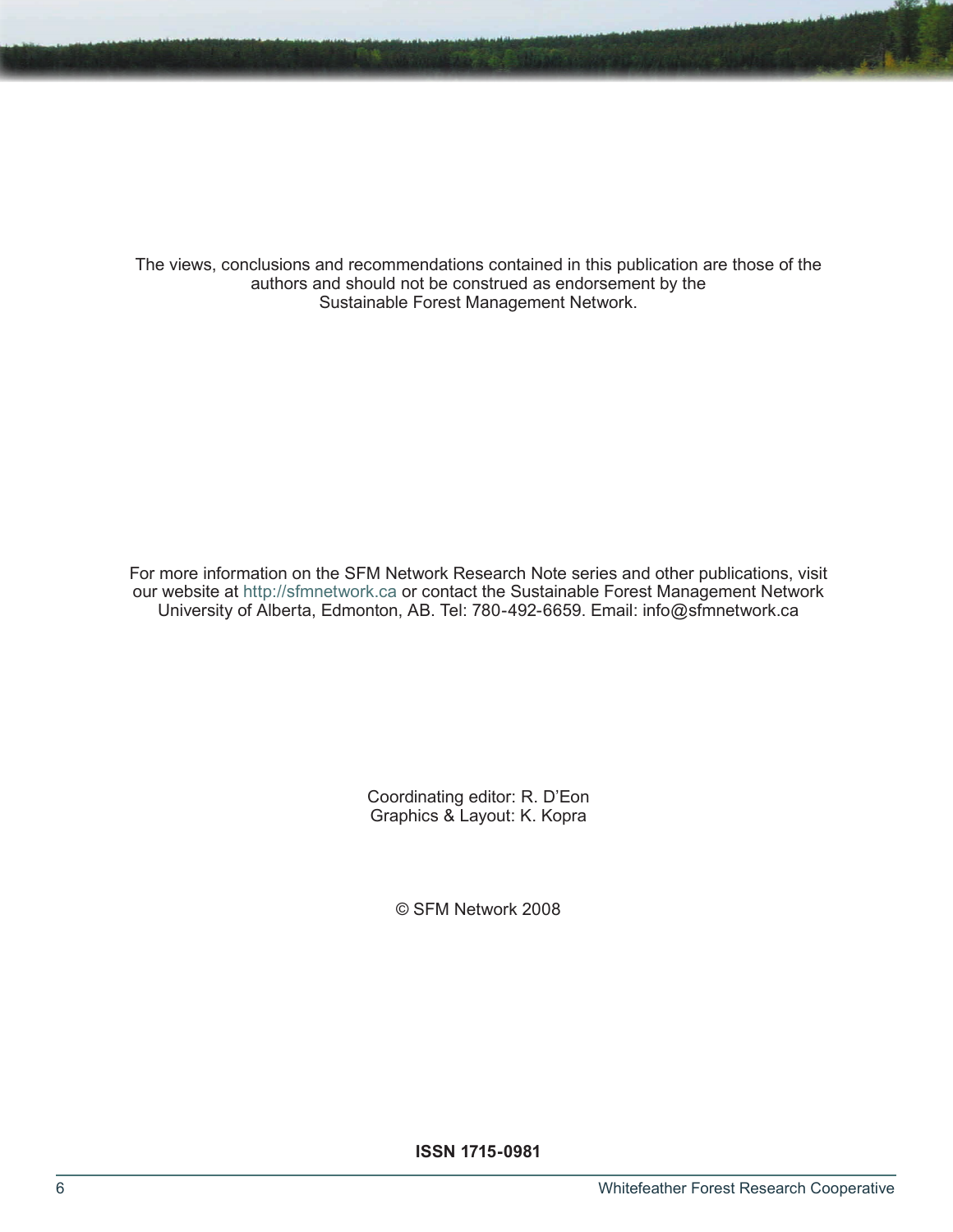The views, conclusions and recommendations contained in this publication are those of the authors and should not be construed as endorsement by the Sustainable Forest Management Network.

For more information on the SFM Network Research Note series and other publications, visit our website at http://sfmnetwork.ca or contact the Sustainable Forest Management Network University of Alberta, Edmonton, AB. Tel: 780-492-6659. Email: info@sfmnetwork.ca

Coordinating editor: R. D'Eon
Graphics & Layout: K. Kopra

© SFM Network 2008

**ISSN 1715-0981**